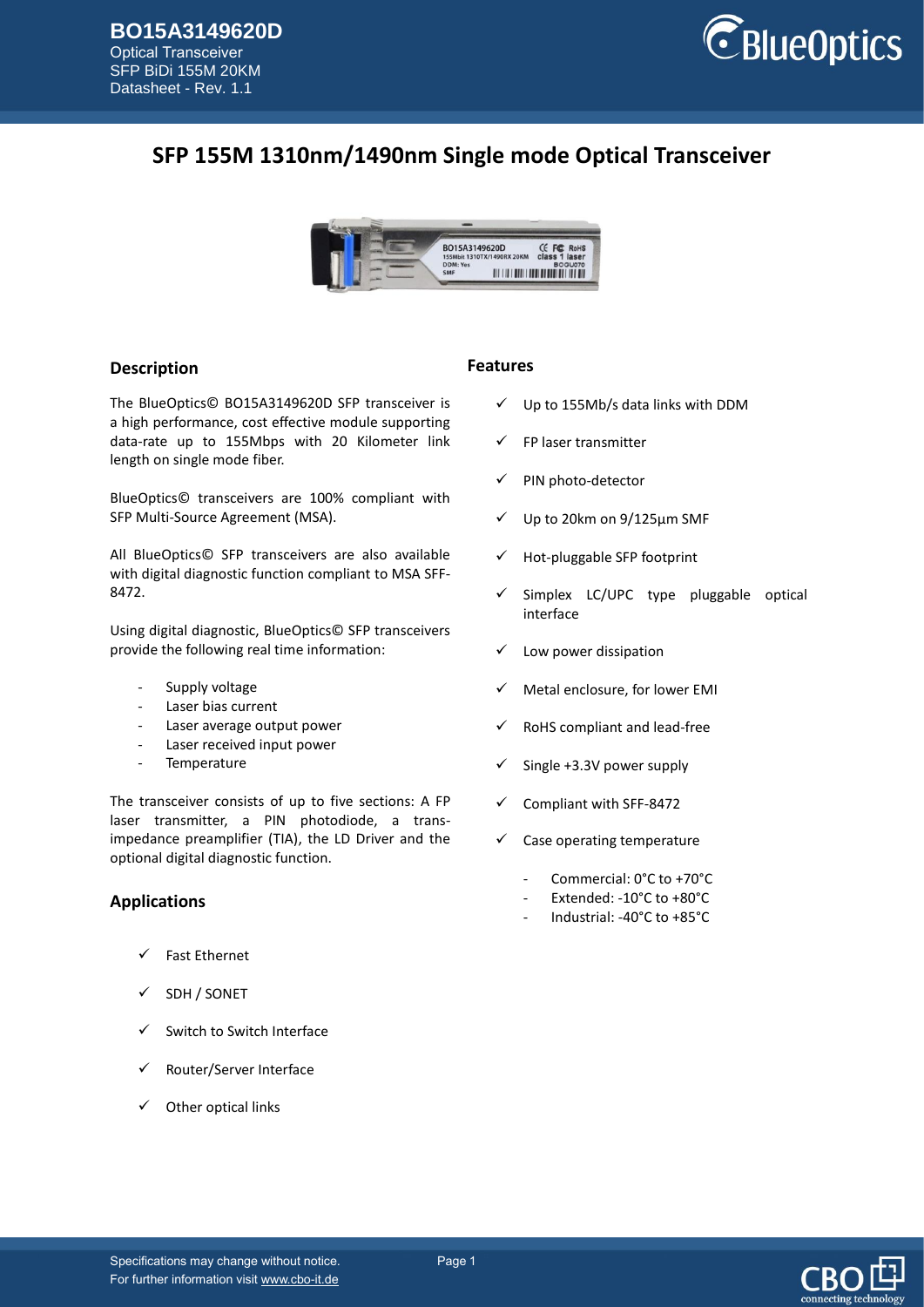# SFP 155M 1310nm/1490nm Single mode Optical Transceiver

## Description

The BlueOptics© BO15A3149620D SFP transceiver is a high performance, cost effective module supporting data-rate up to 155Mbps with 20 Kilometer link length on single mode fiber.

BlueOptics© transceivers are 100% compliant with SFP Multi-Source Agreement (MSA).

All BlueOptics© SFP transceivers are also available with digital diagnostic function compliant to MSA SFF-8472.

Using digital diagnostic, BlueOptics© SFP transceivers provide the following real time information:

- Supply voltage
- Laser bias current
- Laser average output power
- Laser received input power
- Temperature

The transceiver consists of up to five sections: A FP laser transmitter, a PIN photodiode, a trans-impedance preamplifier (TIA), the LD Driver and the optional digital diagnostic function.

## Applications

- ✓ Fast Ethernet
- ✓ SDH / SONET
- ✓ Switch to Switch Interface
- ✓ Router/Server Interface
- ✓ Other optical links

## Features

- ✓ Up to 155Mb/s data links with DDM
- ✓ FP laser transmitter
- ✓ PIN photo-detector
- ✓ Up to 20km on 9/125µm SMF
- ✓ Hot-pluggable SFP footprint
- ✓ Simplex LC/UPC type pluggable optical interface
- ✓ Low power dissipation
- ✓ Metal enclosure, for lower EMI
- ✓ RoHS compliant and lead-free
- ✓ Single +3.3V power supply
- ✓ Compliant with SFF-8472
- ✓ Case operating temperature
  - Commercial: 0°C to +70°C
  - Extended: -10°C to +80°C
  - Industrial: -40°C to +85°C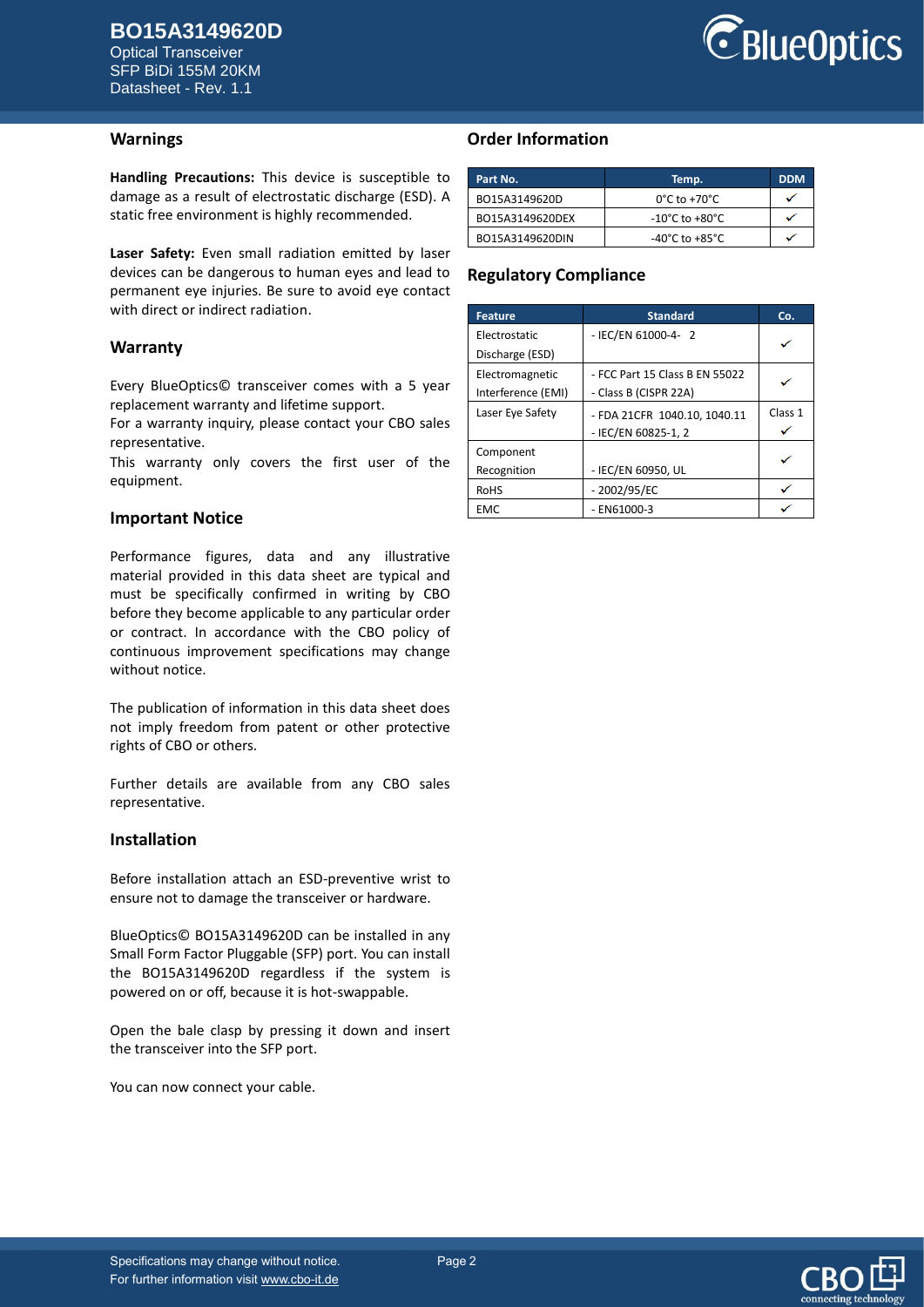## Warnings

**Handling Precautions:** This device is susceptible to damage as a result of electrostatic discharge (ESD). A static free environment is highly recommended.

**Laser Safety:** Even small radiation emitted by laser devices can be dangerous to human eyes and lead to permanent eye injuries. Be sure to avoid eye contact with direct or indirect radiation.

## Warranty

Every BlueOptics© transceiver comes with a 5 year replacement warranty and lifetime support.
For a warranty inquiry, please contact your CBO sales representative.
This warranty only covers the first user of the equipment.

## Important Notice

Performance figures, data and any illustrative material provided in this data sheet are typical and must be specifically confirmed in writing by CBO before they become applicable to any particular order or contract. In accordance with the CBO policy of continuous improvement specifications may change without notice.

The publication of information in this data sheet does not imply freedom from patent or other protective rights of CBO or others.

Further details are available from any CBO sales representative.

## Installation

Before installation attach an ESD-preventive wrist to ensure not to damage the transceiver or hardware.

BlueOptics© BO15A3149620D can be installed in any Small Form Factor Pluggable (SFP) port. You can install the BO15A3149620D regardless if the system is powered on or off, because it is hot-swappable.

Open the bale clasp by pressing it down and insert the transceiver into the SFP port.

You can now connect your cable.

## Order Information

| Part No. | Temp. | DDM |
|---|---|---|
| BO15A3149620D | 0°C to +70°C | ✓ |
| BO15A3149620DEX | -10°C to +80°C | ✓ |
| BO15A3149620DIN | -40°C to +85°C | ✓ |

## Regulatory Compliance

| Feature | Standard | Co. |
|---|---|---|
| Electrostatic Discharge (ESD) | - IEC/EN 61000-4- 2 | ✓ |
| Electromagnetic Interference (EMI) | - FCC Part 15 Class B EN 55022<br>- Class B (CISPR 22A) | ✓ |
| Laser Eye Safety | - FDA 21CFR 1040.10, 1040.11<br>- IEC/EN 60825-1, 2 | Class 1 ✓ |
| Component Recognition | - IEC/EN 60950, UL | ✓ |
| RoHS | - 2002/95/EC | ✓ |
| EMC | - EN61000-3 | ✓ |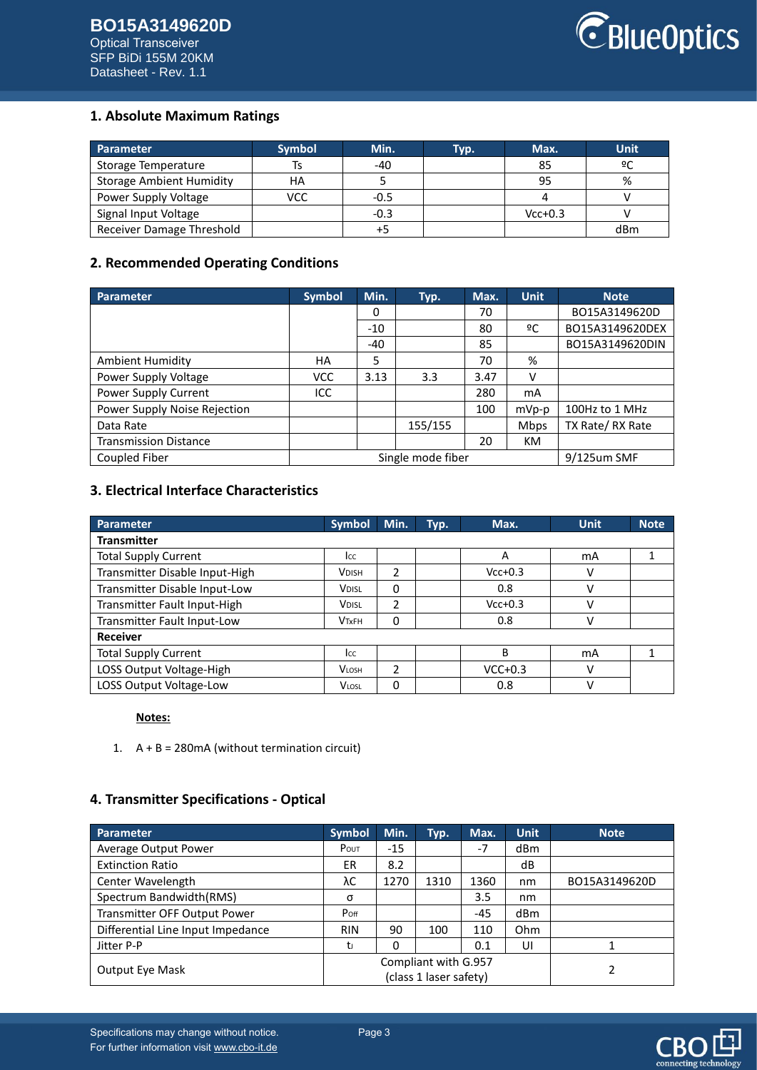## 1. Absolute Maximum Ratings

| Parameter | Symbol | Min. | Typ. | Max. | Unit |
| --- | --- | --- | --- | --- | --- |
| Storage Temperature | Ts | -40 | | 85 | ºC |
| Storage Ambient Humidity | HA | 5 | | 95 | % |
| Power Supply Voltage | VCC | -0.5 | | 4 | V |
| Signal Input Voltage | | -0.3 | | Vcc+0.3 | V |
| Receiver Damage Threshold | | +5 | | | dBm |

## 2. Recommended Operating Conditions

| Parameter | Symbol | Min. | Typ. | Max. | Unit | Note |
| --- | --- | --- | --- | --- | --- | --- |
| | | 0 | | 70 | | BO15A3149620D |
| | | -10 | | 80 | ºC | BO15A3149620DEX |
| | | -40 | | 85 | | BO15A3149620DIN |
| Ambient Humidity | HA | 5 | | 70 | % | |
| Power Supply Voltage | VCC | 3.13 | 3.3 | 3.47 | V | |
| Power Supply Current | ICC | | | 280 | mA | |
| Power Supply Noise Rejection | | | | 100 | mVp-p | 100Hz to 1 MHz |
| Data Rate | | | 155/155 | | Mbps | TX Rate/ RX Rate |
| Transmission Distance | | | | 20 | KM | |
| Coupled Fiber | Single mode fiber | | | | | 9/125um SMF |

## 3. Electrical Interface Characteristics

| Parameter | Symbol | Min. | Typ. | Max. | Unit | Note |
| --- | --- | --- | --- | --- | --- | --- |
| **Transmitter** | | | | | | |
| Total Supply Current | $I_{CC}$ | | | A | mA | 1 |
| Transmitter Disable Input-High | $V_{DISH}$ | 2 | | Vcc+0.3 | V | |
| Transmitter Disable Input-Low | $V_{DISL}$ | 0 | | 0.8 | V | |
| Transmitter Fault Input-High | $V_{DISL}$ | 2 | | Vcc+0.3 | V | |
| Transmitter Fault Input-Low | $V_{TxFH}$ | 0 | | 0.8 | V | |
| **Receiver** | | | | | | |
| Total Supply Current | $I_{CC}$ | | | B | mA | 1 |
| LOSS Output Voltage-High | $V_{LOSH}$ | 2 | | VCC+0.3 | V | |
| LOSS Output Voltage-Low | $V_{LOSL}$ | 0 | | 0.8 | V | |

**Notes:**

1. A + B = 280mA (without termination circuit)

## 4. Transmitter Specifications - Optical

| Parameter | Symbol | Min. | Typ. | Max. | Unit | Note |
| --- | --- | --- | --- | --- | --- | --- |
| Average Output Power | $P_{OUT}$ | -15 | | -7 | dBm | |
| Extinction Ratio | ER | 8.2 | | | dB | |
| Center Wavelength | λC | 1270 | 1310 | 1360 | nm | BO15A3149620D |
| Spectrum Bandwidth(RMS) | σ | | | 3.5 | nm | |
| Transmitter OFF Output Power | $P_{Off}$ | | | -45 | dBm | |
| Differential Line Input Impedance | RIN | 90 | 100 | 110 | Ohm | |
| Jitter P-P | $t_j$ | 0 | | 0.1 | UI | 1 |
| Output Eye Mask | Compliant with G.957 (class 1 laser safety) | | | | | 2 |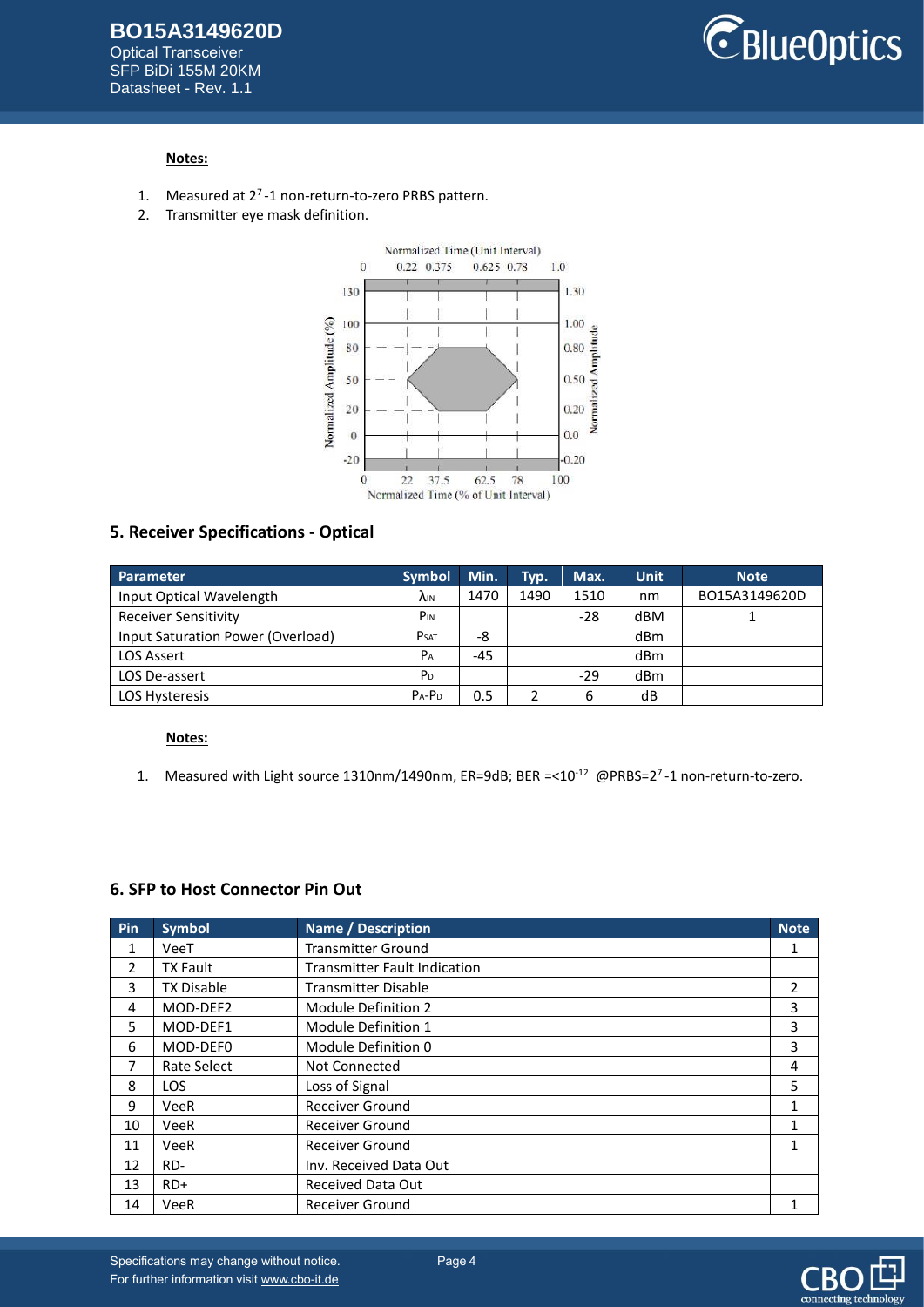**Notes:**

1. Measured at $2^7$-1 non-return-to-zero PRBS pattern.
2. Transmitter eye mask definition.

## 5. Receiver Specifications - Optical

| Parameter | Symbol | Min. | Typ. | Max. | Unit | Note |
|---|---|---|---|---|---|---|
| Input Optical Wavelength | $\lambda_{IN}$ | 1470 | 1490 | 1510 | nm | BO15A3149620D |
| Receiver Sensitivity | $P_{IN}$ | | | -28 | dBM | 1 |
| Input Saturation Power (Overload) | $P_{SAT}$ | -8 | | | dBm | |
| LOS Assert | $P_A$ | -45 | | | dBm | |
| LOS De-assert | $P_D$ | | | -29 | dBm | |
| LOS Hysteresis | $P_A$-$P_D$ | 0.5 | 2 | 6 | dB | |

**Notes:**

1. Measured with Light source 1310nm/1490nm, ER=9dB; BER =<$10^{-12}$ @PRBS=$2^7$-1 non-return-to-zero.

## 6. SFP to Host Connector Pin Out

| Pin | Symbol | Name / Description | Note |
|---|---|---|---|
| 1 | VeeT | Transmitter Ground | 1 |
| 2 | TX Fault | Transmitter Fault Indication | |
| 3 | TX Disable | Transmitter Disable | 2 |
| 4 | MOD-DEF2 | Module Definition 2 | 3 |
| 5 | MOD-DEF1 | Module Definition 1 | 3 |
| 6 | MOD-DEF0 | Module Definition 0 | 3 |
| 7 | Rate Select | Not Connected | 4 |
| 8 | LOS | Loss of Signal | 5 |
| 9 | VeeR | Receiver Ground | 1 |
| 10 | VeeR | Receiver Ground | 1 |
| 11 | VeeR | Receiver Ground | 1 |
| 12 | RD- | Inv. Received Data Out | |
| 13 | RD+ | Received Data Out | |
| 14 | VeeR | Receiver Ground | 1 |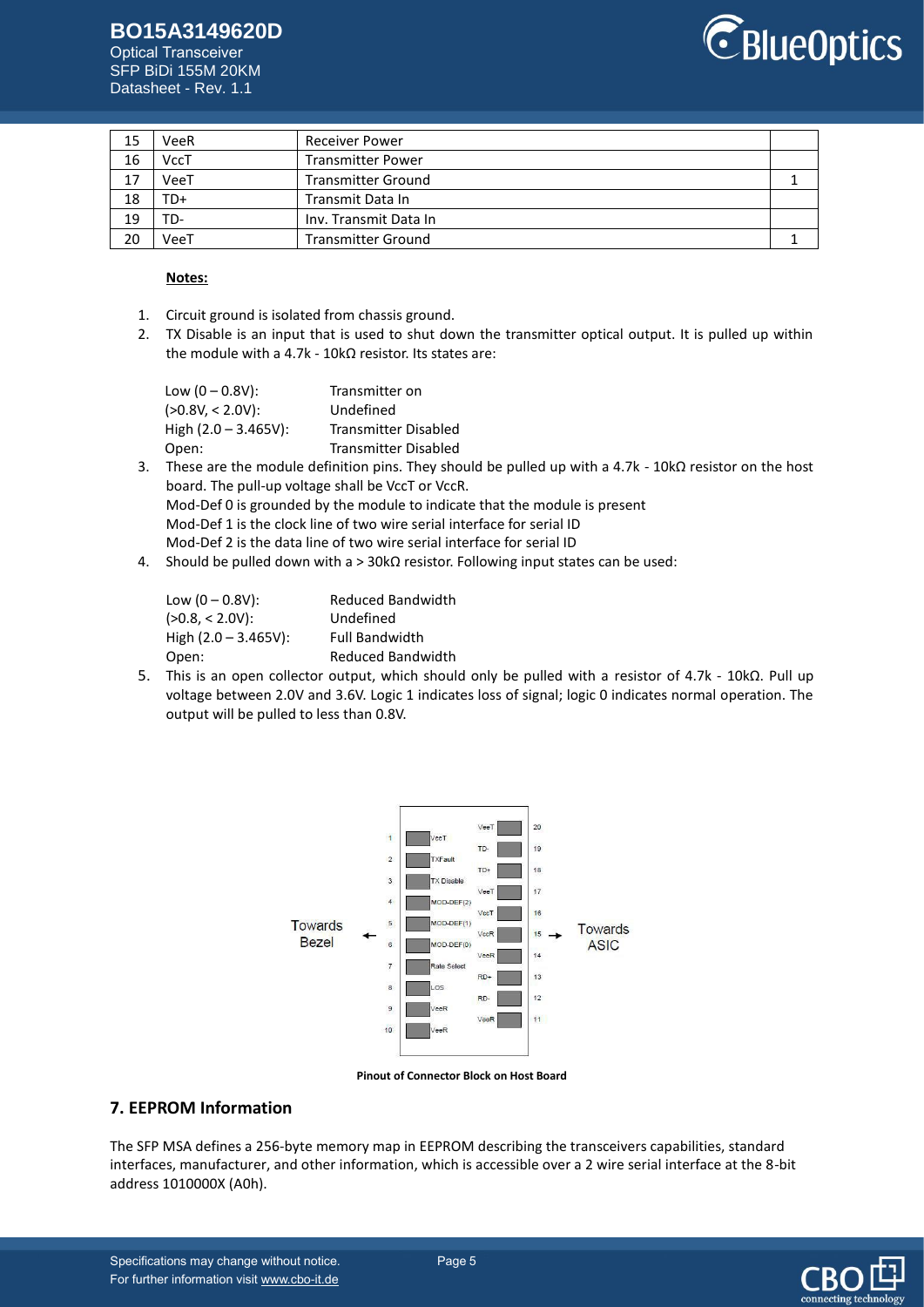| 15 | VeeR | Receiver Power | |
|---|---|---|---|
| 16 | VccT | Transmitter Power | |
| 17 | VeeT | Transmitter Ground | 1 |
| 18 | TD+ | Transmit Data In | |
| 19 | TD- | Inv. Transmit Data In | |
| 20 | VeeT | Transmitter Ground | 1 |

**Notes:**

1. Circuit ground is isolated from chassis ground.
2. TX Disable is an input that is used to shut down the transmitter optical output. It is pulled up within the module with a 4.7k - 10kΩ resistor. Its states are:

   Low (0 – 0.8V): Transmitter on
   (>0.8V, < 2.0V): Undefined
   High (2.0 – 3.465V): Transmitter Disabled
   Open: Transmitter Disabled

3. These are the module definition pins. They should be pulled up with a 4.7k - 10kΩ resistor on the host board. The pull-up voltage shall be VccT or VccR.
   Mod-Def 0 is grounded by the module to indicate that the module is present
   Mod-Def 1 is the clock line of two wire serial interface for serial ID
   Mod-Def 2 is the data line of two wire serial interface for serial ID
4. Should be pulled down with a > 30kΩ resistor. Following input states can be used:

   Low (0 – 0.8V): Reduced Bandwidth
   (>0.8, < 2.0V): Undefined
   High (2.0 – 3.465V): Full Bandwidth
   Open: Reduced Bandwidth

5. This is an open collector output, which should only be pulled with a resistor of 4.7k - 10kΩ. Pull up voltage between 2.0V and 3.6V. Logic 1 indicates loss of signal; logic 0 indicates normal operation. The output will be pulled to less than 0.8V.

Towards Bezel ← | 1 VeeT | 2 TXFault | 3 TX Disable | 4 MOD-DEF(2) | 5 MOD-DEF(1) | 6 MOD-DEF(0) | 7 Rate Select | 8 LOS | 9 VeeR | 10 VeeR
20 VeeT | 19 TD- | 18 TD+ | 17 VeeT | 16 VccT | 15 VccR | 14 VeeR | 13 RD+ | 12 RD- | 11 VeeR | → Towards ASIC

**Pinout of Connector Block on Host Board**

## 7. EEPROM Information

The SFP MSA defines a 256-byte memory map in EEPROM describing the transceivers capabilities, standard interfaces, manufacturer, and other information, which is accessible over a 2 wire serial interface at the 8-bit address 1010000X (A0h).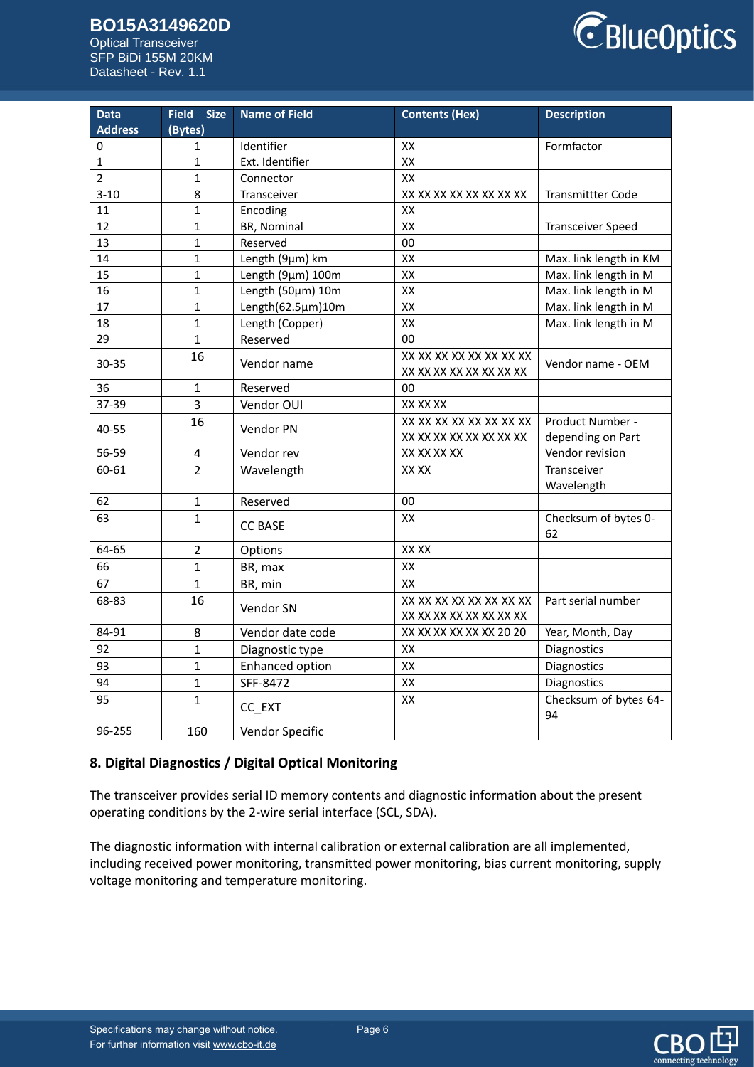| Data Address | Field Size (Bytes) | Name of Field | Contents (Hex) | Description |
|---|---|---|---|---|
| 0 | 1 | Identifier | XX | Formfactor |
| 1 | 1 | Ext. Identifier | XX | |
| 2 | 1 | Connector | XX | |
| 3-10 | 8 | Transceiver | XX XX XX XX XX XX XX XX | Transmittter Code |
| 11 | 1 | Encoding | XX | |
| 12 | 1 | BR, Nominal | XX | Transceiver Speed |
| 13 | 1 | Reserved | 00 | |
| 14 | 1 | Length (9µm) km | XX | Max. link length in KM |
| 15 | 1 | Length (9µm) 100m | XX | Max. link length in M |
| 16 | 1 | Length (50µm) 10m | XX | Max. link length in M |
| 17 | 1 | Length(62.5µm)10m | XX | Max. link length in M |
| 18 | 1 | Length (Copper) | XX | Max. link length in M |
| 29 | 1 | Reserved | 00 | |
| 30-35 | 16 | Vendor name | XX XX XX XX XX XX XX XX XX XX XX XX XX XX XX XX | Vendor name - OEM |
| 36 | 1 | Reserved | 00 | |
| 37-39 | 3 | Vendor OUI | XX XX XX | |
| 40-55 | 16 | Vendor PN | XX XX XX XX XX XX XX XX XX XX XX XX XX XX XX XX | Product Number - depending on Part |
| 56-59 | 4 | Vendor rev | XX XX XX XX | Vendor revision |
| 60-61 | 2 | Wavelength | XX XX | Transceiver Wavelength |
| 62 | 1 | Reserved | 00 | |
| 63 | 1 | CC BASE | XX | Checksum of bytes 0-62 |
| 64-65 | 2 | Options | XX XX | |
| 66 | 1 | BR, max | XX | |
| 67 | 1 | BR, min | XX | |
| 68-83 | 16 | Vendor SN | XX XX XX XX XX XX XX XX XX XX XX XX XX XX XX XX | Part serial number |
| 84-91 | 8 | Vendor date code | XX XX XX XX XX XX 20 20 | Year, Month, Day |
| 92 | 1 | Diagnostic type | XX | Diagnostics |
| 93 | 1 | Enhanced option | XX | Diagnostics |
| 94 | 1 | SFF-8472 | XX | Diagnostics |
| 95 | 1 | CC_EXT | XX | Checksum of bytes 64-94 |
| 96-255 | 160 | Vendor Specific | | |

### 8. Digital Diagnostics / Digital Optical Monitoring

The transceiver provides serial ID memory contents and diagnostic information about the present operating conditions by the 2-wire serial interface (SCL, SDA).

The diagnostic information with internal calibration or external calibration are all implemented, including received power monitoring, transmitted power monitoring, bias current monitoring, supply voltage monitoring and temperature monitoring.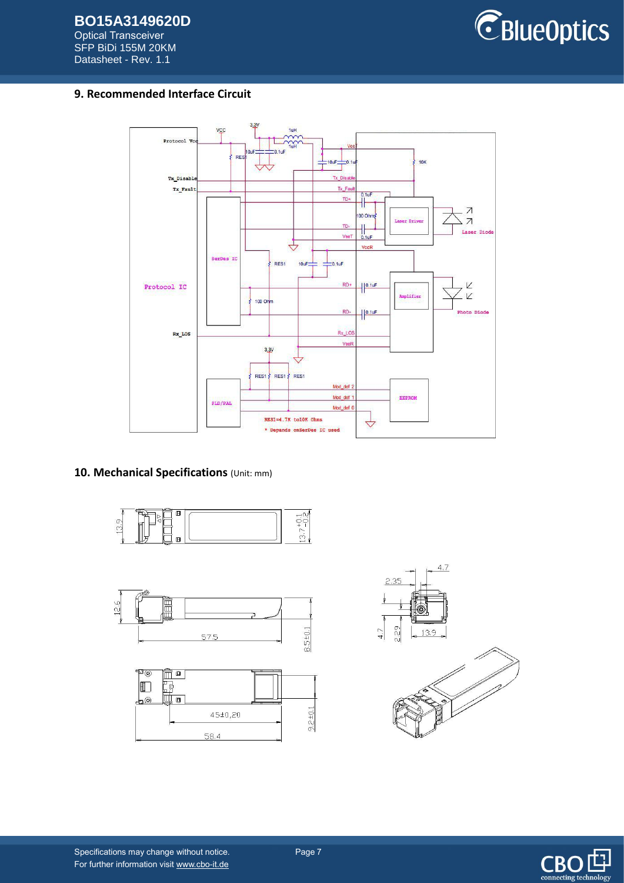## 9. Recommended Interface Circuit

Protocol Vcc
VCC
3.3V
1uH
1uH
10uF
0.1uF
RES1
VccT
10uF
0.1uF
10K
Tx_Disable
Tx_Fault
Tx_Disable
Tx_Fault
TD+
0.1uF
100 Ohm
Laser Driver
Laser Diode
TD-
VeeT
0.1uF
VccR
SerDes IC
RES1
10uF
0.1uF
Protocol IC
RD+
0.1uF
Amplifier
100 Ohm
RD-
0.1uF
Photo Diode
Rx_LOS
Rx_LOS
VeeR
3.3V
RES1
RES1
RES1
Mod_def 2
Mod_def 1
EEPROM
PLD/PAL
Mod_def 0
RES1=4.7K to10K Ohms
\* Depands onSerDes IC used

## 10. Mechanical Specifications (Unit: mm)

13.9
13.7+0.1/-0.2
12.6
57.5
8.5±0.1
2.35
4.7
4.7
2.29
13.9
45±0.20
58.4
9.2±0.1